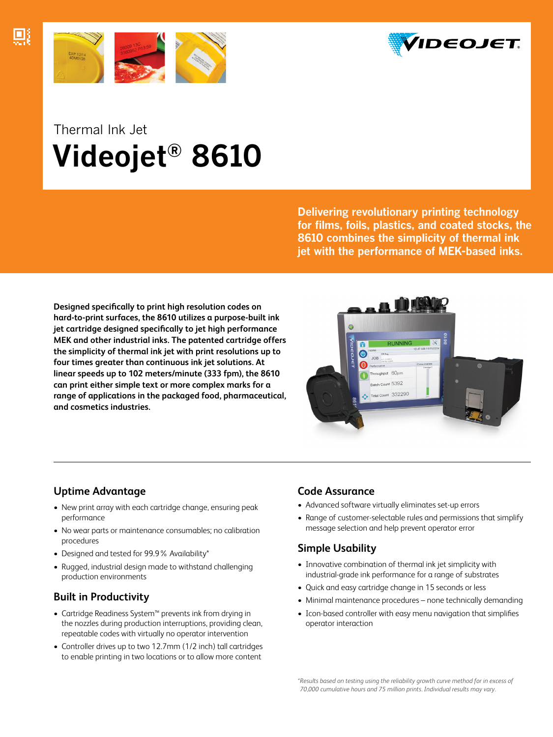Thermal Ink Jet

# Videojet® 8610

**Delivering revolutionary printing technology for films, foils, plastics, and coated stocks, the 8610 combines the simplicity of thermal ink jet with the performance of MEK-based inks.**

**Designed specifically to print high resolution codes on hard-to-print surfaces, the 8610 utilizes a purpose-built ink jet cartridge designed specifically to jet high performance MEK and other industrial inks. The patented cartridge offers the simplicity of thermal ink jet with print resolutions up to four times greater than continuous ink jet solutions. At linear speeds up to 102 meters/minute (333 fpm), the 8610 can print either simple text or more complex marks for a range of applications in the packaged food, pharmaceutical, and cosmetics industries.**

## Uptime Advantage

- New print array with each cartridge change, ensuring peak performance
- No wear parts or maintenance consumables; no calibration procedures
- Designed and tested for 99.9% Availability*
- Rugged, industrial design made to withstand challenging production environments

## Built in Productivity

- Cartridge Readiness System™ prevents ink from drying in the nozzles during production interruptions, providing clean, repeatable codes with virtually no operator intervention
- Controller drives up to two 12.7mm (1/2 inch) tall cartridges to enable printing in two locations or to allow more content

## Code Assurance

- Advanced software virtually eliminates set-up errors
- Range of customer-selectable rules and permissions that simplify message selection and help prevent operator error

## Simple Usability

- Innovative combination of thermal ink jet simplicity with industrial-grade ink performance for a range of substrates
- Quick and easy cartridge change in 15 seconds or less
- Minimal maintenance procedures – none technically demanding
- Icon-based controller with easy menu navigation that simplifies operator interaction

*\*Results based on testing using the reliability growth curve method for in excess of 70,000 cumulative hours and 75 million prints. Individual results may vary.*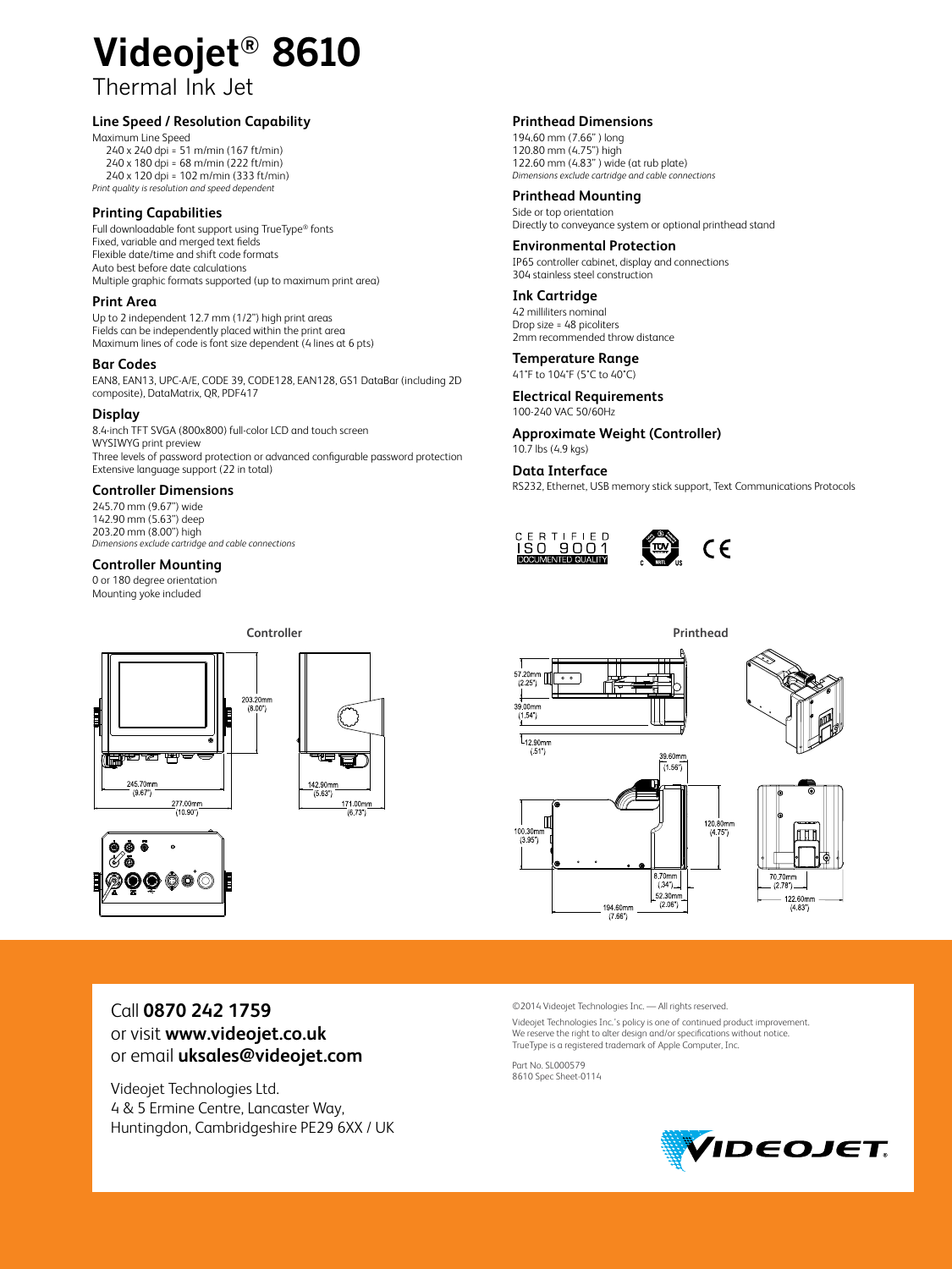# Videojet® 8610

Thermal Ink Jet

## Line Speed / Resolution Capability

Maximum Line Speed

240 x 240 dpi = 51 m/min (167 ft/min)
240 x 180 dpi = 68 m/min (222 ft/min)
240 x 120 dpi = 102 m/min (333 ft/min)

*Print quality is resolution and speed dependent*

## Printing Capabilities

Full downloadable font support using TrueType® fonts
Fixed, variable and merged text fields
Flexible date/time and shift code formats
Auto best before date calculations
Multiple graphic formats supported (up to maximum print area)

## Print Area

Up to 2 independent 12.7 mm (1/2") high print areas
Fields can be independently placed within the print area
Maximum lines of code is font size dependent (4 lines at 6 pts)

## Bar Codes

EAN8, EAN13, UPC-A/E, CODE 39, CODE128, EAN128, GS1 DataBar (including 2D composite), DataMatrix, QR, PDF417

## Display

8.4-inch TFT SVGA (800x800) full-color LCD and touch screen
WYSIWYG print preview
Three levels of password protection or advanced configurable password protection
Extensive language support (22 in total)

## Controller Dimensions

245.70 mm (9.67") wide
142.90 mm (5.63") deep
203.20 mm (8.00") high

*Dimensions exclude cartridge and cable connections*

## Controller Mounting

0 or 180 degree orientation
Mounting yoke included

## Printhead Dimensions

194.60 mm (7.66" ) long
120.80 mm (4.75") high
122.60 mm (4.83" ) wide (at rub plate)

*Dimensions exclude cartridge and cable connections*

## Printhead Mounting

Side or top orientation
Directly to conveyance system or optional printhead stand

## Environmental Protection

IP65 controller cabinet, display and connections
304 stainless steel construction

## Ink Cartridge

42 milliliters nominal
Drop size = 48 picoliters
2mm recommended throw distance

## Temperature Range

41°F to 104°F (5°C to 40°C)

## Electrical Requirements

100-240 VAC 50/60Hz

## Approximate Weight (Controller)

10.7 lbs (4.9 kgs)

## Data Interface

RS232, Ethernet, USB memory stick support, Text Communications Protocols

CERTIFIED ISO 9001 DOCUMENTED QUALITY

**Controller**

203.20mm (8.00")
245.70mm (9.67")
277.00mm (10.90")
142.90mm (5.63")
171.00mm (6.73")

**Printhead**

57.20mm (2.25")
39.00mm (1.54")
12.90mm (.51")
39.60mm (1.56")
100.30mm (3.95")
120.80mm (4.75")
8.70mm (.34")
52.30mm (2.06")
194.60mm (7.66")
70.70mm (2.78")
122.60mm (4.83")

Call **0870 242 1759**
or visit **www.videojet.co.uk**
or email **uksales@videojet.com**

Videojet Technologies Ltd.
4 & 5 Ermine Centre, Lancaster Way,
Huntingdon, Cambridgeshire PE29 6XX / UK

©2014 Videojet Technologies Inc. — All rights reserved.

Videojet Technologies Inc.'s policy is one of continued product improvement. We reserve the right to alter design and/or specifications without notice. TrueType is a registered trademark of Apple Computer, Inc.

Part No. SL000579
8610 Spec Sheet-0114